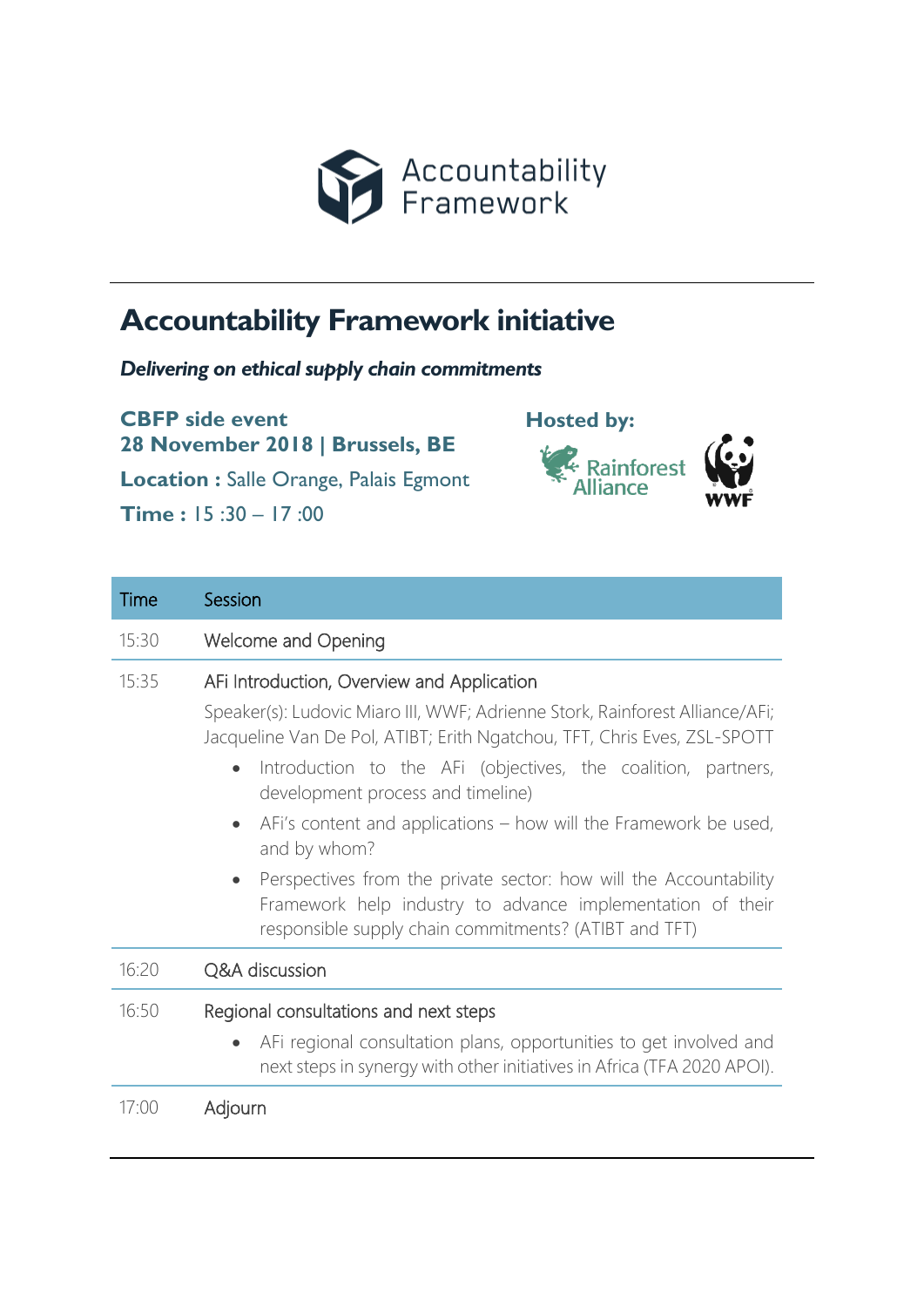Accountability Framework

# Accountability Framework initiative

***Delivering on ethical supply chain commitments***

**CBFP side event**
**28 November 2018 | Brussels, BE**

**Location :** Salle Orange, Palais Egmont

**Time :** 15 :30 – 17 :00

**Hosted by:**

Rainforest Alliance

WWF

| Time | Session |
|---|---|
| 15:30 | Welcome and Opening |
| 15:35 | AFi Introduction, Overview and Application<br>Speaker(s): Ludovic Miaro III, WWF; Adrienne Stork, Rainforest Alliance/AFi; Jacqueline Van De Pol, ATIBT; Erith Ngatchou, TFT, Chris Eves, ZSL-SPOTT<br>• Introduction to the AFi (objectives, the coalition, partners, development process and timeline)<br>• AFi's content and applications – how will the Framework be used, and by whom?<br>• Perspectives from the private sector: how will the Accountability Framework help industry to advance implementation of their responsible supply chain commitments? (ATIBT and TFT) |
| 16:20 | Q&A discussion |
| 16:50 | Regional consultations and next steps<br>• AFi regional consultation plans, opportunities to get involved and next steps in synergy with other initiatives in Africa (TFA 2020 APOI). |
| 17:00 | Adjourn |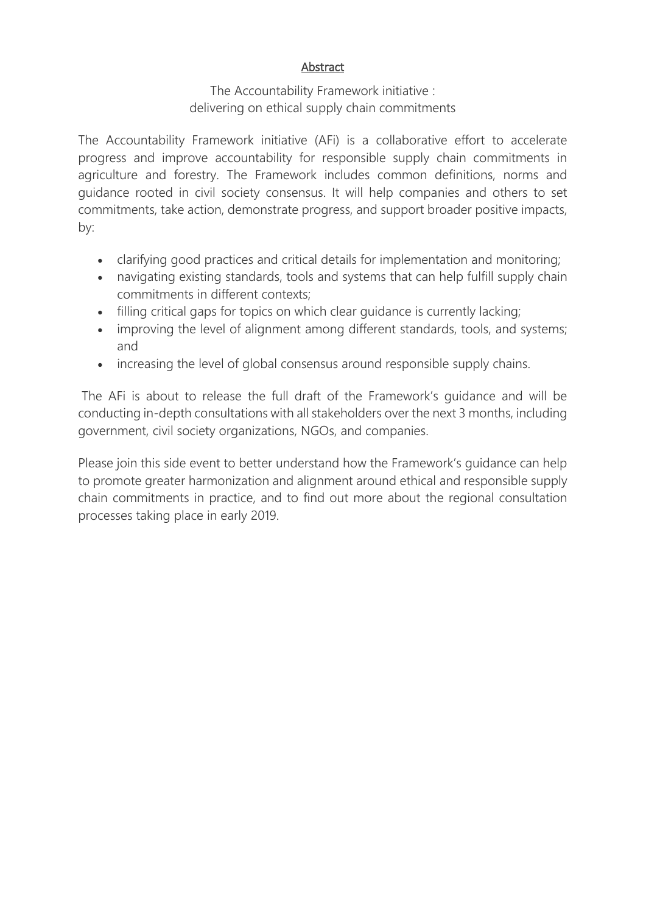## Abstract

The Accountability Framework initiative :
delivering on ethical supply chain commitments

The Accountability Framework initiative (AFi) is a collaborative effort to accelerate progress and improve accountability for responsible supply chain commitments in agriculture and forestry. The Framework includes common definitions, norms and guidance rooted in civil society consensus. It will help companies and others to set commitments, take action, demonstrate progress, and support broader positive impacts, by:

- clarifying good practices and critical details for implementation and monitoring;
- navigating existing standards, tools and systems that can help fulfill supply chain commitments in different contexts;
- filling critical gaps for topics on which clear guidance is currently lacking;
- improving the level of alignment among different standards, tools, and systems; and
- increasing the level of global consensus around responsible supply chains.

The AFi is about to release the full draft of the Framework's guidance and will be conducting in-depth consultations with all stakeholders over the next 3 months, including government, civil society organizations, NGOs, and companies.

Please join this side event to better understand how the Framework's guidance can help to promote greater harmonization and alignment around ethical and responsible supply chain commitments in practice, and to find out more about the regional consultation processes taking place in early 2019.